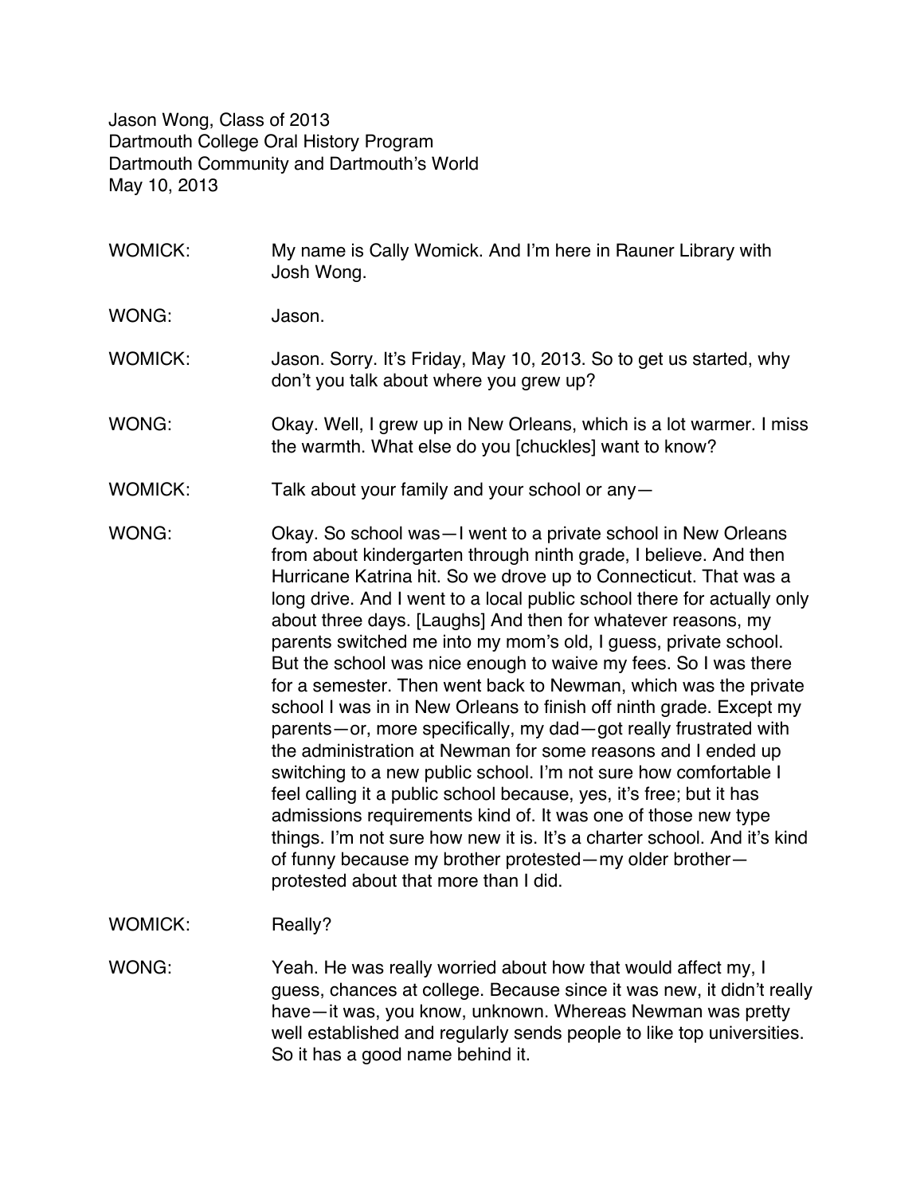Jason Wong, Class of 2013
Dartmouth College Oral History Program
Dartmouth Community and Dartmouth's World
May 10, 2013

WOMICK: My name is Cally Womick. And I'm here in Rauner Library with Josh Wong.

WONG: Jason.

WOMICK: Jason. Sorry. It's Friday, May 10, 2013. So to get us started, why don't you talk about where you grew up?

WONG: Okay. Well, I grew up in New Orleans, which is a lot warmer. I miss the warmth. What else do you [chuckles] want to know?

WOMICK: Talk about your family and your school or any—

WONG: Okay. So school was—I went to a private school in New Orleans from about kindergarten through ninth grade, I believe. And then Hurricane Katrina hit. So we drove up to Connecticut. That was a long drive. And I went to a local public school there for actually only about three days. [Laughs] And then for whatever reasons, my parents switched me into my mom's old, I guess, private school. But the school was nice enough to waive my fees. So I was there for a semester. Then went back to Newman, which was the private school I was in in New Orleans to finish off ninth grade. Except my parents—or, more specifically, my dad—got really frustrated with the administration at Newman for some reasons and I ended up switching to a new public school. I'm not sure how comfortable I feel calling it a public school because, yes, it's free; but it has admissions requirements kind of. It was one of those new type things. I'm not sure how new it is. It's a charter school. And it's kind of funny because my brother protested—my older brother—protested about that more than I did.

WOMICK: Really?

WONG: Yeah. He was really worried about how that would affect my, I guess, chances at college. Because since it was new, it didn't really have—it was, you know, unknown. Whereas Newman was pretty well established and regularly sends people to like top universities. So it has a good name behind it.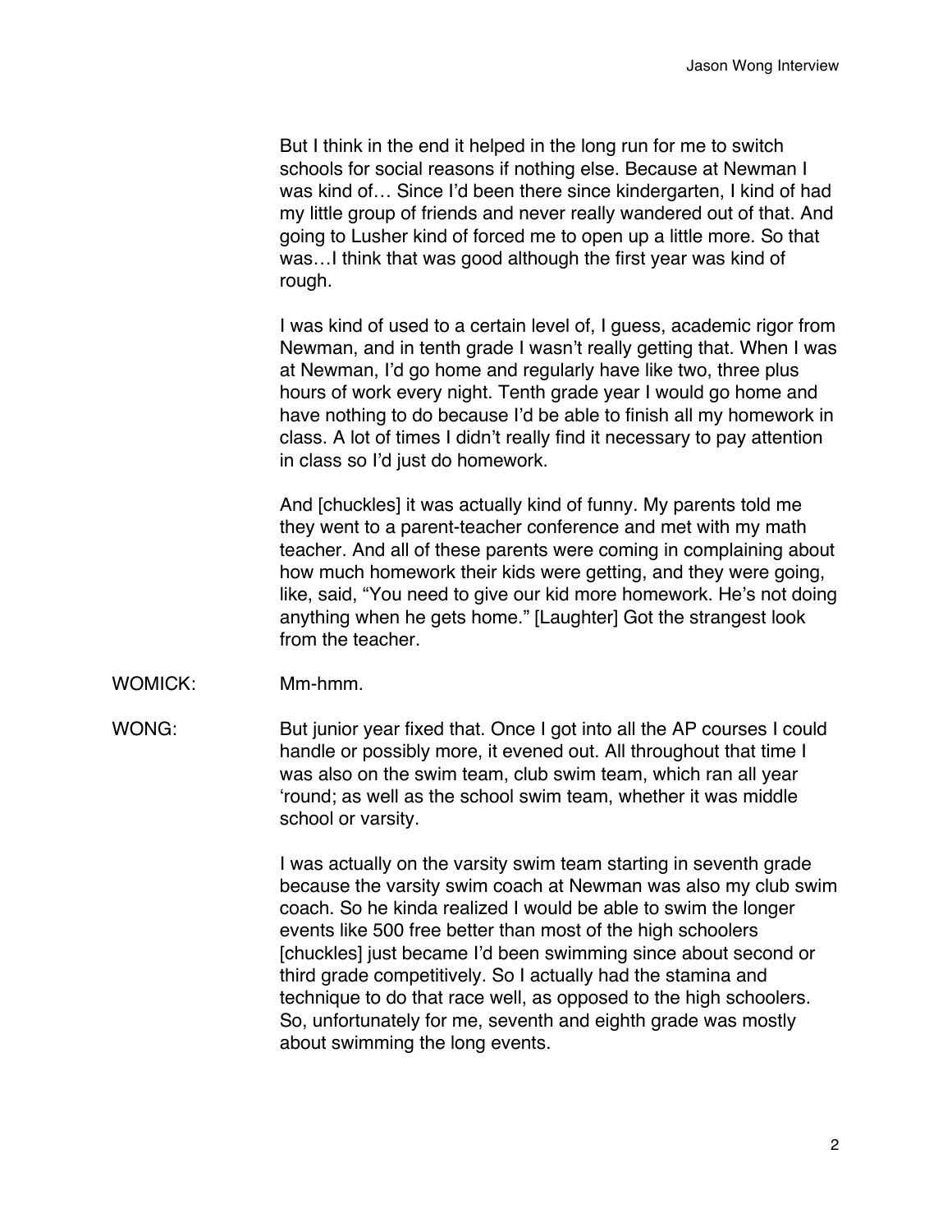But I think in the end it helped in the long run for me to switch schools for social reasons if nothing else. Because at Newman I was kind of… Since I'd been there since kindergarten, I kind of had my little group of friends and never really wandered out of that. And going to Lusher kind of forced me to open up a little more. So that was…I think that was good although the first year was kind of rough.

I was kind of used to a certain level of, I guess, academic rigor from Newman, and in tenth grade I wasn't really getting that. When I was at Newman, I'd go home and regularly have like two, three plus hours of work every night. Tenth grade year I would go home and have nothing to do because I'd be able to finish all my homework in class. A lot of times I didn't really find it necessary to pay attention in class so I'd just do homework.

And [chuckles] it was actually kind of funny. My parents told me they went to a parent-teacher conference and met with my math teacher. And all of these parents were coming in complaining about how much homework their kids were getting, and they were going, like, said, "You need to give our kid more homework. He's not doing anything when he gets home." [Laughter] Got the strangest look from the teacher.

WOMICK: Mm-hmm.

WONG: But junior year fixed that. Once I got into all the AP courses I could handle or possibly more, it evened out. All throughout that time I was also on the swim team, club swim team, which ran all year 'round; as well as the school swim team, whether it was middle school or varsity.

I was actually on the varsity swim team starting in seventh grade because the varsity swim coach at Newman was also my club swim coach. So he kinda realized I would be able to swim the longer events like 500 free better than most of the high schoolers [chuckles] just became I'd been swimming since about second or third grade competitively. So I actually had the stamina and technique to do that race well, as opposed to the high schoolers. So, unfortunately for me, seventh and eighth grade was mostly about swimming the long events.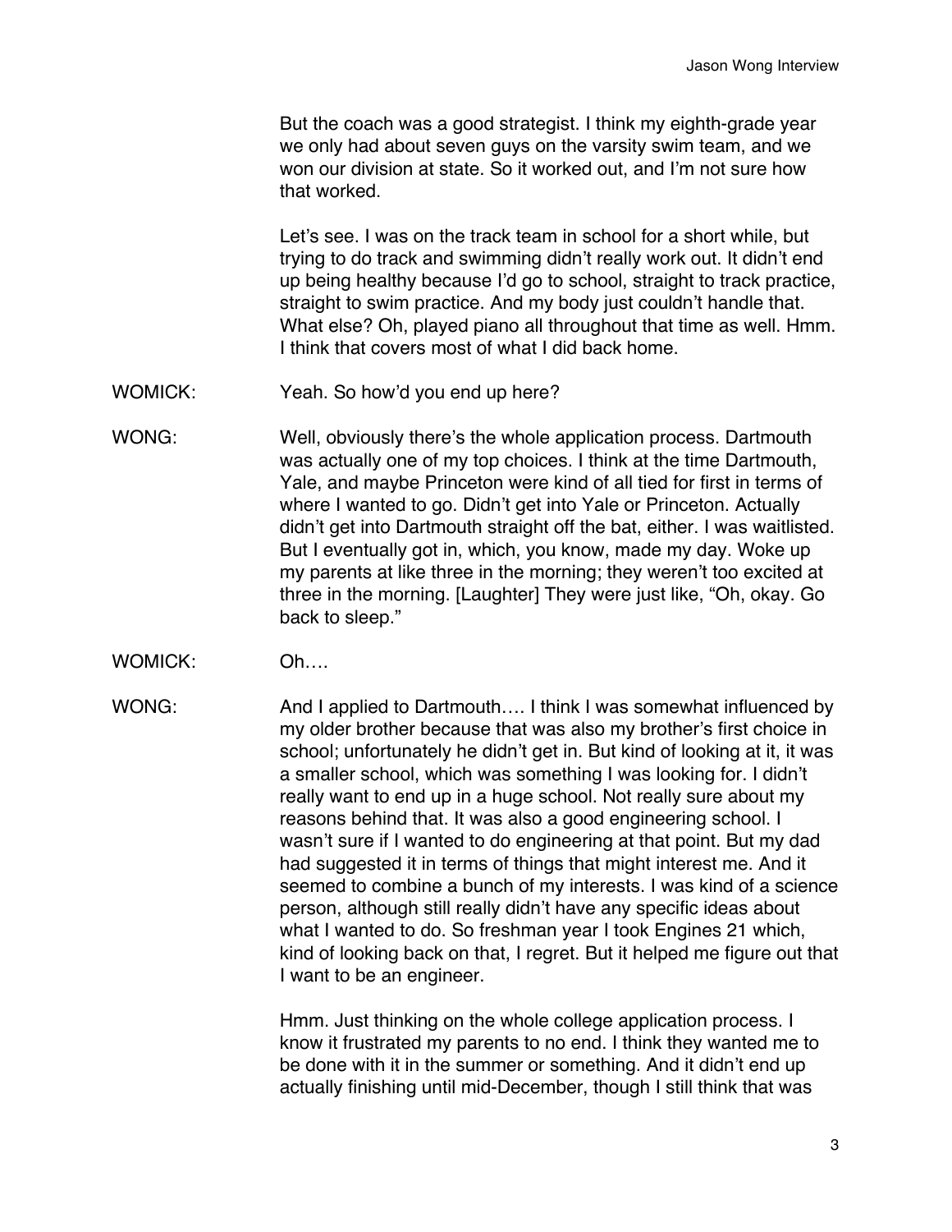But the coach was a good strategist. I think my eighth-grade year we only had about seven guys on the varsity swim team, and we won our division at state. So it worked out, and I'm not sure how that worked.

Let's see. I was on the track team in school for a short while, but trying to do track and swimming didn't really work out. It didn't end up being healthy because I'd go to school, straight to track practice, straight to swim practice. And my body just couldn't handle that. What else? Oh, played piano all throughout that time as well. Hmm. I think that covers most of what I did back home.

WOMICK: Yeah. So how'd you end up here?

WONG: Well, obviously there's the whole application process. Dartmouth was actually one of my top choices. I think at the time Dartmouth, Yale, and maybe Princeton were kind of all tied for first in terms of where I wanted to go. Didn't get into Yale or Princeton. Actually didn't get into Dartmouth straight off the bat, either. I was waitlisted. But I eventually got in, which, you know, made my day. Woke up my parents at like three in the morning; they weren't too excited at three in the morning. [Laughter] They were just like, "Oh, okay. Go back to sleep."

WOMICK: Oh….

WONG: And I applied to Dartmouth…. I think I was somewhat influenced by my older brother because that was also my brother's first choice in school; unfortunately he didn't get in. But kind of looking at it, it was a smaller school, which was something I was looking for. I didn't really want to end up in a huge school. Not really sure about my reasons behind that. It was also a good engineering school. I wasn't sure if I wanted to do engineering at that point. But my dad had suggested it in terms of things that might interest me. And it seemed to combine a bunch of my interests. I was kind of a science person, although still really didn't have any specific ideas about what I wanted to do. So freshman year I took Engines 21 which, kind of looking back on that, I regret. But it helped me figure out that I want to be an engineer.

Hmm. Just thinking on the whole college application process. I know it frustrated my parents to no end. I think they wanted me to be done with it in the summer or something. And it didn't end up actually finishing until mid-December, though I still think that was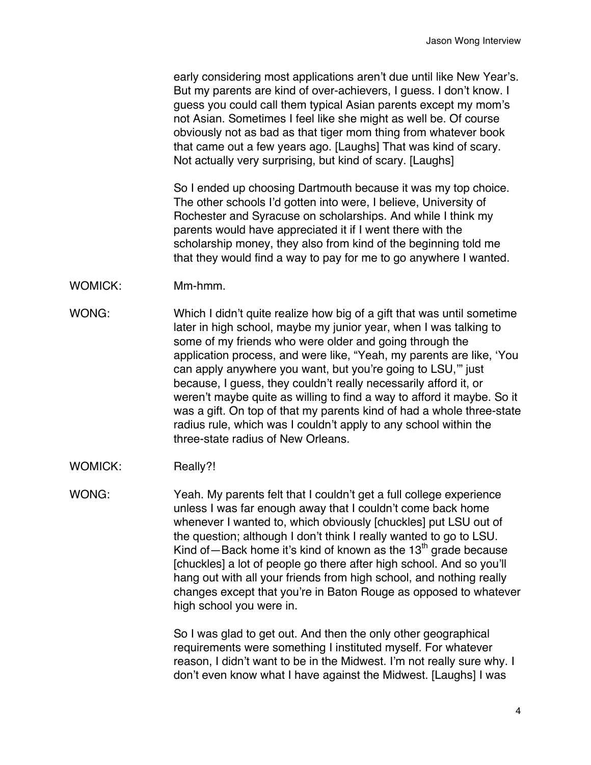early considering most applications aren't due until like New Year's. But my parents are kind of over-achievers, I guess. I don't know. I guess you could call them typical Asian parents except my mom's not Asian. Sometimes I feel like she might as well be. Of course obviously not as bad as that tiger mom thing from whatever book that came out a few years ago. [Laughs] That was kind of scary. Not actually very surprising, but kind of scary. [Laughs]

So I ended up choosing Dartmouth because it was my top choice. The other schools I'd gotten into were, I believe, University of Rochester and Syracuse on scholarships. And while I think my parents would have appreciated it if I went there with the scholarship money, they also from kind of the beginning told me that they would find a way to pay for me to go anywhere I wanted.

WOMICK: Mm-hmm.

WONG: Which I didn't quite realize how big of a gift that was until sometime later in high school, maybe my junior year, when I was talking to some of my friends who were older and going through the application process, and were like, "Yeah, my parents are like, 'You can apply anywhere you want, but you're going to LSU,'" just because, I guess, they couldn't really necessarily afford it, or weren't maybe quite as willing to find a way to afford it maybe. So it was a gift. On top of that my parents kind of had a whole three-state radius rule, which was I couldn't apply to any school within the three-state radius of New Orleans.

WOMICK: Really?!

WONG: Yeah. My parents felt that I couldn't get a full college experience unless I was far enough away that I couldn't come back home whenever I wanted to, which obviously [chuckles] put LSU out of the question; although I don't think I really wanted to go to LSU. Kind of—Back home it's kind of known as the 13th grade because [chuckles] a lot of people go there after high school. And so you'll hang out with all your friends from high school, and nothing really changes except that you're in Baton Rouge as opposed to whatever high school you were in.

So I was glad to get out. And then the only other geographical requirements were something I instituted myself. For whatever reason, I didn't want to be in the Midwest. I'm not really sure why. I don't even know what I have against the Midwest. [Laughs] I was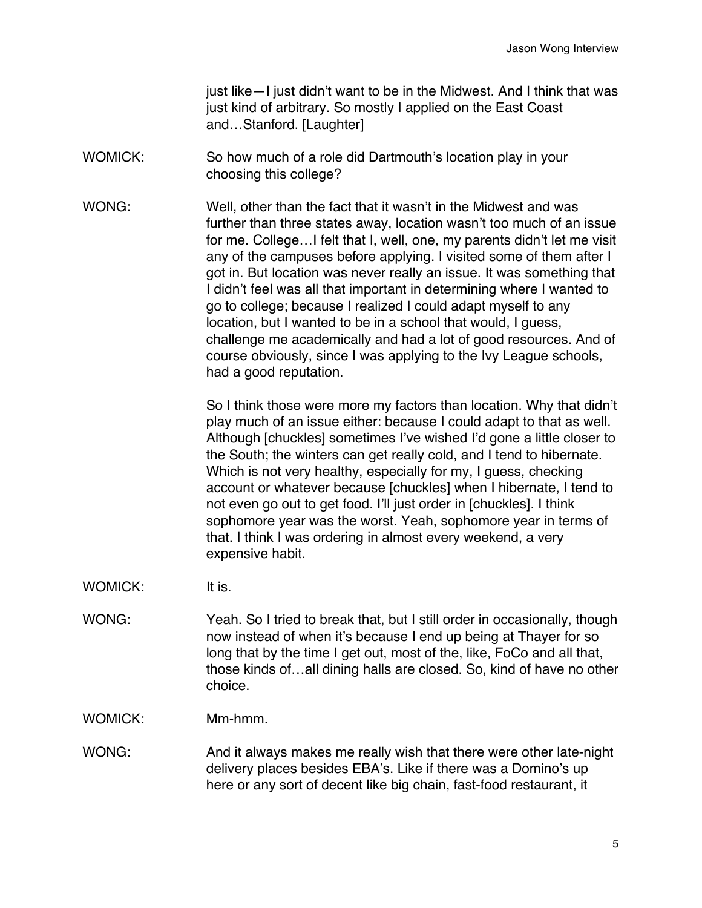just like—I just didn't want to be in the Midwest. And I think that was just kind of arbitrary. So mostly I applied on the East Coast and…Stanford. [Laughter]

WOMICK: So how much of a role did Dartmouth's location play in your choosing this college?

WONG: Well, other than the fact that it wasn't in the Midwest and was further than three states away, location wasn't too much of an issue for me. College…I felt that I, well, one, my parents didn't let me visit any of the campuses before applying. I visited some of them after I got in. But location was never really an issue. It was something that I didn't feel was all that important in determining where I wanted to go to college; because I realized I could adapt myself to any location, but I wanted to be in a school that would, I guess, challenge me academically and had a lot of good resources. And of course obviously, since I was applying to the Ivy League schools, had a good reputation.

So I think those were more my factors than location. Why that didn't play much of an issue either: because I could adapt to that as well. Although [chuckles] sometimes I've wished I'd gone a little closer to the South; the winters can get really cold, and I tend to hibernate. Which is not very healthy, especially for my, I guess, checking account or whatever because [chuckles] when I hibernate, I tend to not even go out to get food. I'll just order in [chuckles]. I think sophomore year was the worst. Yeah, sophomore year in terms of that. I think I was ordering in almost every weekend, a very expensive habit.

WOMICK: It is.

WONG: Yeah. So I tried to break that, but I still order in occasionally, though now instead of when it's because I end up being at Thayer for so long that by the time I get out, most of the, like, FoCo and all that, those kinds of…all dining halls are closed. So, kind of have no other choice.

WOMICK: Mm-hmm.

WONG: And it always makes me really wish that there were other late-night delivery places besides EBA's. Like if there was a Domino's up here or any sort of decent like big chain, fast-food restaurant, it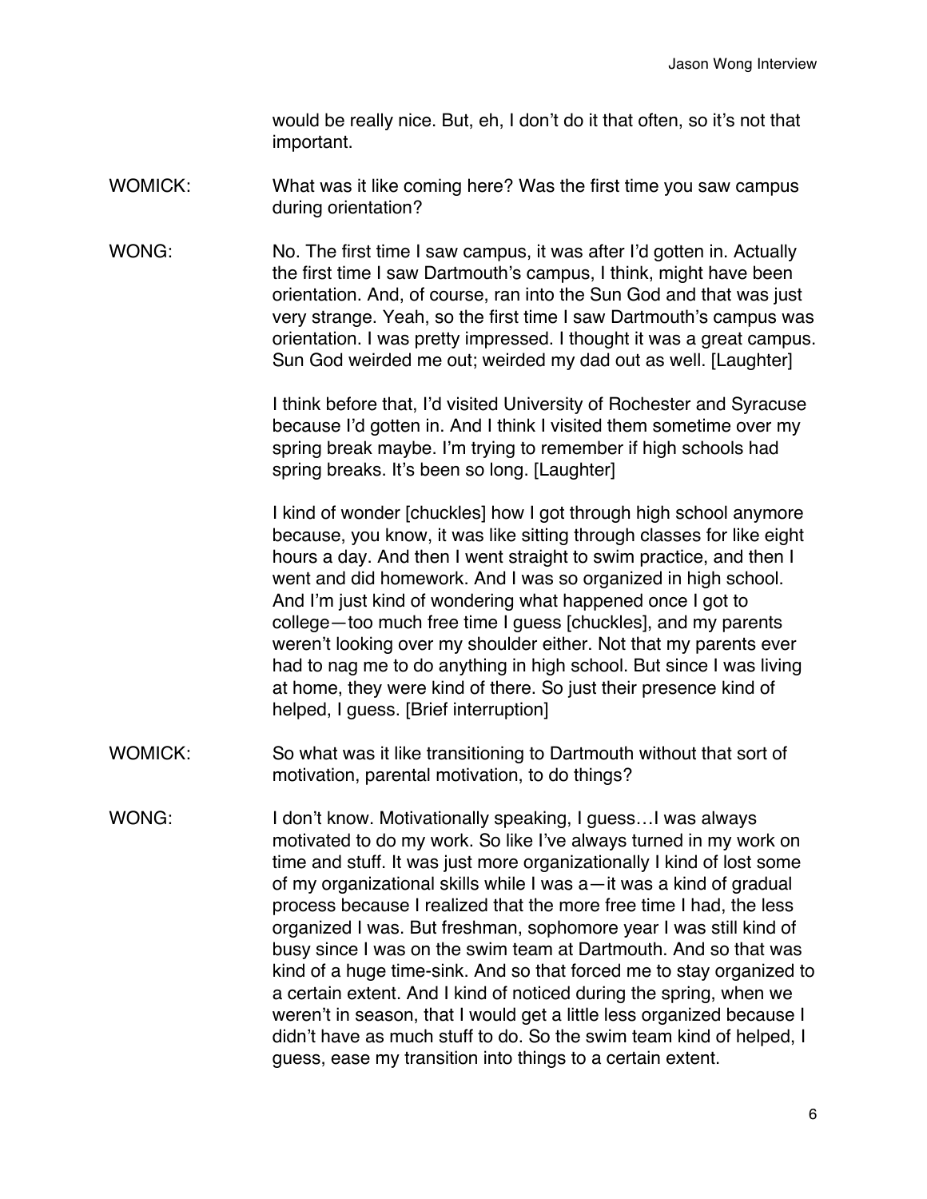would be really nice. But, eh, I don't do it that often, so it's not that important.

WOMICK: What was it like coming here? Was the first time you saw campus during orientation?

WONG: No. The first time I saw campus, it was after I'd gotten in. Actually the first time I saw Dartmouth's campus, I think, might have been orientation. And, of course, ran into the Sun God and that was just very strange. Yeah, so the first time I saw Dartmouth's campus was orientation. I was pretty impressed. I thought it was a great campus. Sun God weirded me out; weirded my dad out as well. [Laughter]

I think before that, I'd visited University of Rochester and Syracuse because I'd gotten in. And I think I visited them sometime over my spring break maybe. I'm trying to remember if high schools had spring breaks. It's been so long. [Laughter]

I kind of wonder [chuckles] how I got through high school anymore because, you know, it was like sitting through classes for like eight hours a day. And then I went straight to swim practice, and then I went and did homework. And I was so organized in high school. And I'm just kind of wondering what happened once I got to college—too much free time I guess [chuckles], and my parents weren't looking over my shoulder either. Not that my parents ever had to nag me to do anything in high school. But since I was living at home, they were kind of there. So just their presence kind of helped, I guess. [Brief interruption]

WOMICK: So what was it like transitioning to Dartmouth without that sort of motivation, parental motivation, to do things?

WONG: I don't know. Motivationally speaking, I guess…I was always motivated to do my work. So like I've always turned in my work on time and stuff. It was just more organizationally I kind of lost some of my organizational skills while I was a—it was a kind of gradual process because I realized that the more free time I had, the less organized I was. But freshman, sophomore year I was still kind of busy since I was on the swim team at Dartmouth. And so that was kind of a huge time-sink. And so that forced me to stay organized to a certain extent. And I kind of noticed during the spring, when we weren't in season, that I would get a little less organized because I didn't have as much stuff to do. So the swim team kind of helped, I guess, ease my transition into things to a certain extent.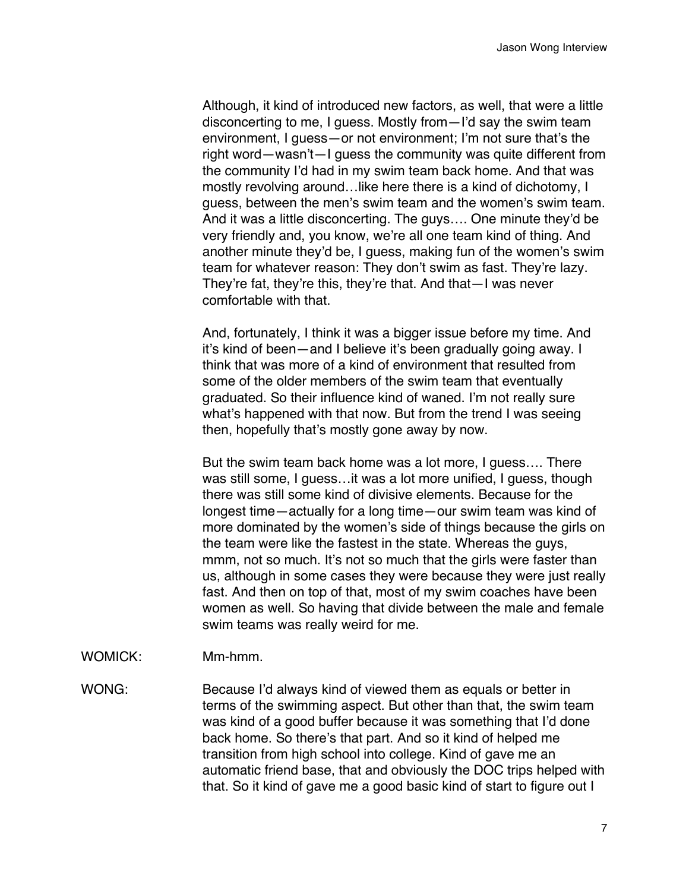Although, it kind of introduced new factors, as well, that were a little disconcerting to me, I guess. Mostly from—I'd say the swim team environment, I guess—or not environment; I'm not sure that's the right word—wasn't—I guess the community was quite different from the community I'd had in my swim team back home. And that was mostly revolving around…like here there is a kind of dichotomy, I guess, between the men's swim team and the women's swim team. And it was a little disconcerting. The guys…. One minute they'd be very friendly and, you know, we're all one team kind of thing. And another minute they'd be, I guess, making fun of the women's swim team for whatever reason: They don't swim as fast. They're lazy. They're fat, they're this, they're that. And that—I was never comfortable with that.

And, fortunately, I think it was a bigger issue before my time. And it's kind of been—and I believe it's been gradually going away. I think that was more of a kind of environment that resulted from some of the older members of the swim team that eventually graduated. So their influence kind of waned. I'm not really sure what's happened with that now. But from the trend I was seeing then, hopefully that's mostly gone away by now.

But the swim team back home was a lot more, I guess…. There was still some, I guess…it was a lot more unified, I guess, though there was still some kind of divisive elements. Because for the longest time—actually for a long time—our swim team was kind of more dominated by the women's side of things because the girls on the team were like the fastest in the state. Whereas the guys, mmm, not so much. It's not so much that the girls were faster than us, although in some cases they were because they were just really fast. And then on top of that, most of my swim coaches have been women as well. So having that divide between the male and female swim teams was really weird for me.

WOMICK: Mm-hmm.

WONG: Because I'd always kind of viewed them as equals or better in terms of the swimming aspect. But other than that, the swim team was kind of a good buffer because it was something that I'd done back home. So there's that part. And so it kind of helped me transition from high school into college. Kind of gave me an automatic friend base, that and obviously the DOC trips helped with that. So it kind of gave me a good basic kind of start to figure out I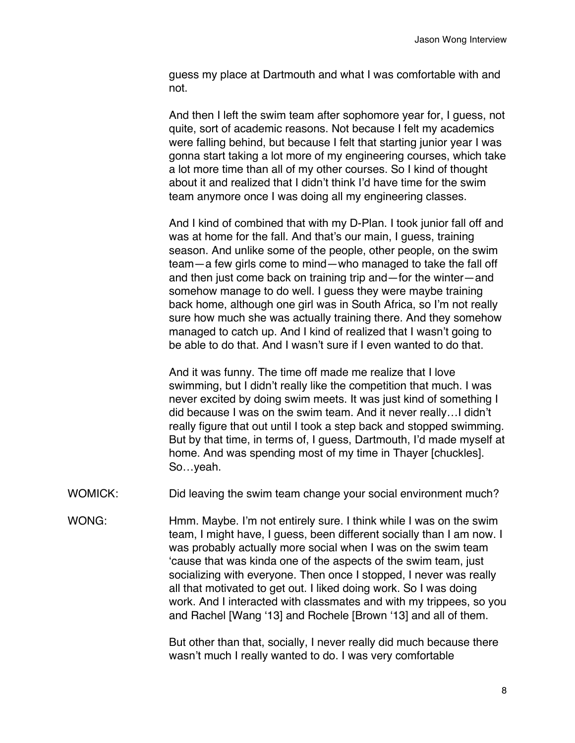guess my place at Dartmouth and what I was comfortable with and not.

And then I left the swim team after sophomore year for, I guess, not quite, sort of academic reasons. Not because I felt my academics were falling behind, but because I felt that starting junior year I was gonna start taking a lot more of my engineering courses, which take a lot more time than all of my other courses. So I kind of thought about it and realized that I didn't think I'd have time for the swim team anymore once I was doing all my engineering classes.

And I kind of combined that with my D-Plan. I took junior fall off and was at home for the fall. And that's our main, I guess, training season. And unlike some of the people, other people, on the swim team—a few girls come to mind—who managed to take the fall off and then just come back on training trip and—for the winter—and somehow manage to do well. I guess they were maybe training back home, although one girl was in South Africa, so I'm not really sure how much she was actually training there. And they somehow managed to catch up. And I kind of realized that I wasn't going to be able to do that. And I wasn't sure if I even wanted to do that.

And it was funny. The time off made me realize that I love swimming, but I didn't really like the competition that much. I was never excited by doing swim meets. It was just kind of something I did because I was on the swim team. And it never really…I didn't really figure that out until I took a step back and stopped swimming. But by that time, in terms of, I guess, Dartmouth, I'd made myself at home. And was spending most of my time in Thayer [chuckles]. So…yeah.

WOMICK: Did leaving the swim team change your social environment much?

WONG: Hmm. Maybe. I'm not entirely sure. I think while I was on the swim team, I might have, I guess, been different socially than I am now. I was probably actually more social when I was on the swim team 'cause that was kinda one of the aspects of the swim team, just socializing with everyone. Then once I stopped, I never was really all that motivated to get out. I liked doing work. So I was doing work. And I interacted with classmates and with my trippees, so you and Rachel [Wang '13] and Rochele [Brown '13] and all of them.

But other than that, socially, I never really did much because there wasn't much I really wanted to do. I was very comfortable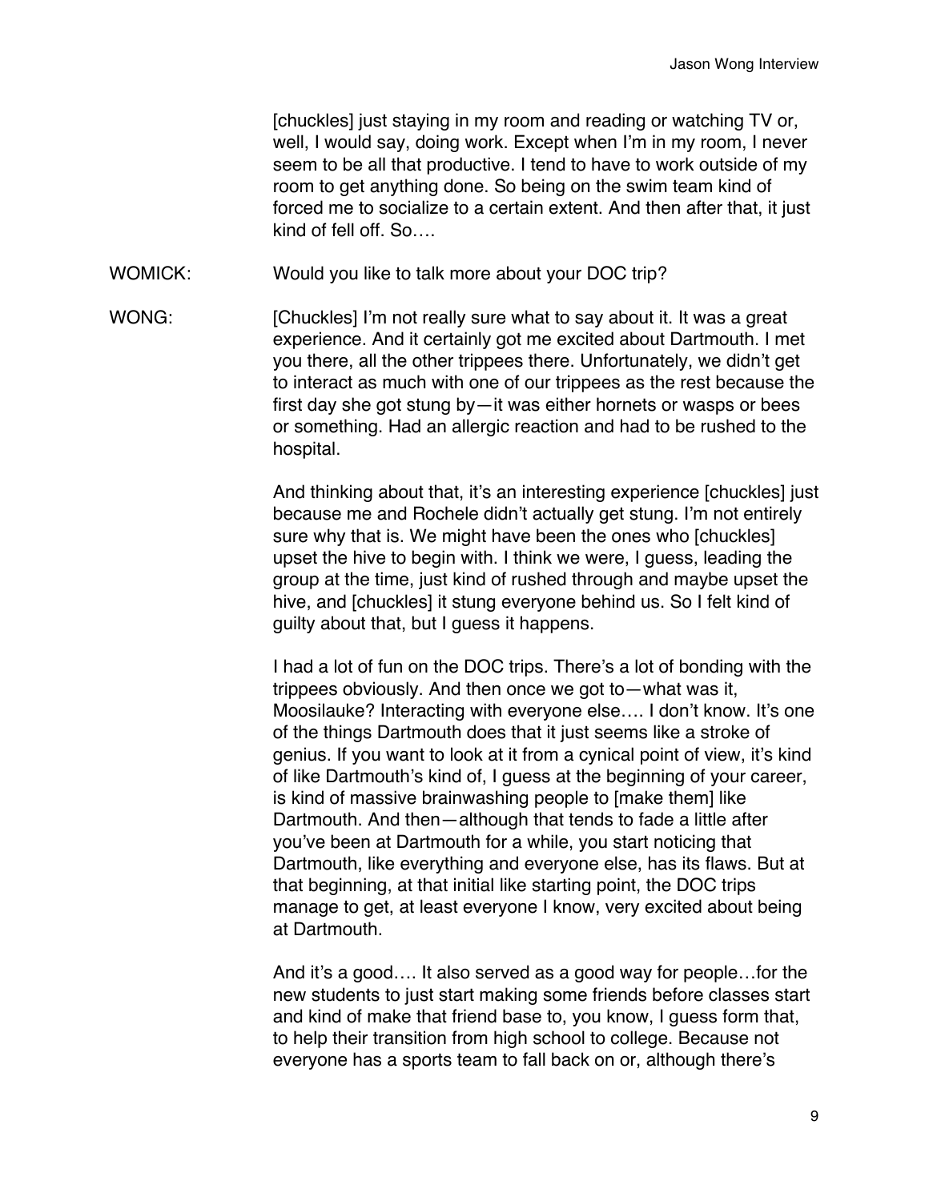[chuckles] just staying in my room and reading or watching TV or, well, I would say, doing work. Except when I'm in my room, I never seem to be all that productive. I tend to have to work outside of my room to get anything done. So being on the swim team kind of forced me to socialize to a certain extent. And then after that, it just kind of fell off. So….

WOMICK: Would you like to talk more about your DOC trip?

WONG: [Chuckles] I'm not really sure what to say about it. It was a great experience. And it certainly got me excited about Dartmouth. I met you there, all the other trippees there. Unfortunately, we didn't get to interact as much with one of our trippees as the rest because the first day she got stung by—it was either hornets or wasps or bees or something. Had an allergic reaction and had to be rushed to the hospital.

And thinking about that, it's an interesting experience [chuckles] just because me and Rochele didn't actually get stung. I'm not entirely sure why that is. We might have been the ones who [chuckles] upset the hive to begin with. I think we were, I guess, leading the group at the time, just kind of rushed through and maybe upset the hive, and [chuckles] it stung everyone behind us. So I felt kind of guilty about that, but I guess it happens.

I had a lot of fun on the DOC trips. There's a lot of bonding with the trippees obviously. And then once we got to—what was it, Moosilauke? Interacting with everyone else…. I don't know. It's one of the things Dartmouth does that it just seems like a stroke of genius. If you want to look at it from a cynical point of view, it's kind of like Dartmouth's kind of, I guess at the beginning of your career, is kind of massive brainwashing people to [make them] like Dartmouth. And then—although that tends to fade a little after you've been at Dartmouth for a while, you start noticing that Dartmouth, like everything and everyone else, has its flaws. But at that beginning, at that initial like starting point, the DOC trips manage to get, at least everyone I know, very excited about being at Dartmouth.

And it's a good…. It also served as a good way for people…for the new students to just start making some friends before classes start and kind of make that friend base to, you know, I guess form that, to help their transition from high school to college. Because not everyone has a sports team to fall back on or, although there's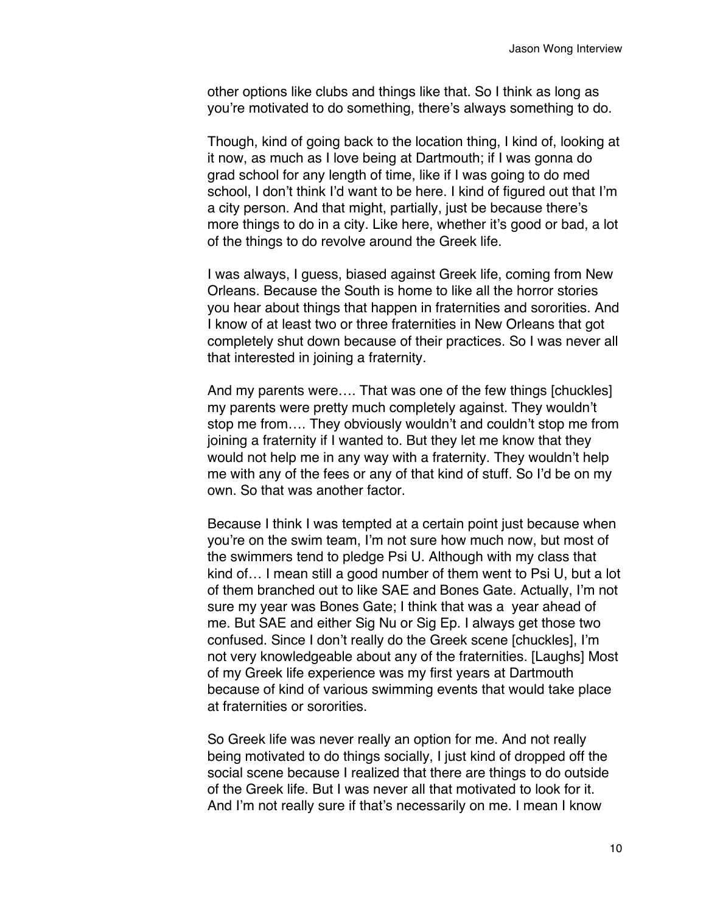other options like clubs and things like that. So I think as long as you're motivated to do something, there's always something to do.

Though, kind of going back to the location thing, I kind of, looking at it now, as much as I love being at Dartmouth; if I was gonna do grad school for any length of time, like if I was going to do med school, I don't think I'd want to be here. I kind of figured out that I'm a city person. And that might, partially, just be because there's more things to do in a city. Like here, whether it's good or bad, a lot of the things to do revolve around the Greek life.

I was always, I guess, biased against Greek life, coming from New Orleans. Because the South is home to like all the horror stories you hear about things that happen in fraternities and sororities. And I know of at least two or three fraternities in New Orleans that got completely shut down because of their practices. So I was never all that interested in joining a fraternity.

And my parents were…. That was one of the few things [chuckles] my parents were pretty much completely against. They wouldn't stop me from…. They obviously wouldn't and couldn't stop me from joining a fraternity if I wanted to. But they let me know that they would not help me in any way with a fraternity. They wouldn't help me with any of the fees or any of that kind of stuff. So I'd be on my own. So that was another factor.

Because I think I was tempted at a certain point just because when you're on the swim team, I'm not sure how much now, but most of the swimmers tend to pledge Psi U. Although with my class that kind of… I mean still a good number of them went to Psi U, but a lot of them branched out to like SAE and Bones Gate. Actually, I'm not sure my year was Bones Gate; I think that was a year ahead of me. But SAE and either Sig Nu or Sig Ep. I always get those two confused. Since I don't really do the Greek scene [chuckles], I'm not very knowledgeable about any of the fraternities. [Laughs] Most of my Greek life experience was my first years at Dartmouth because of kind of various swimming events that would take place at fraternities or sororities.

So Greek life was never really an option for me. And not really being motivated to do things socially, I just kind of dropped off the social scene because I realized that there are things to do outside of the Greek life. But I was never all that motivated to look for it. And I'm not really sure if that's necessarily on me. I mean I know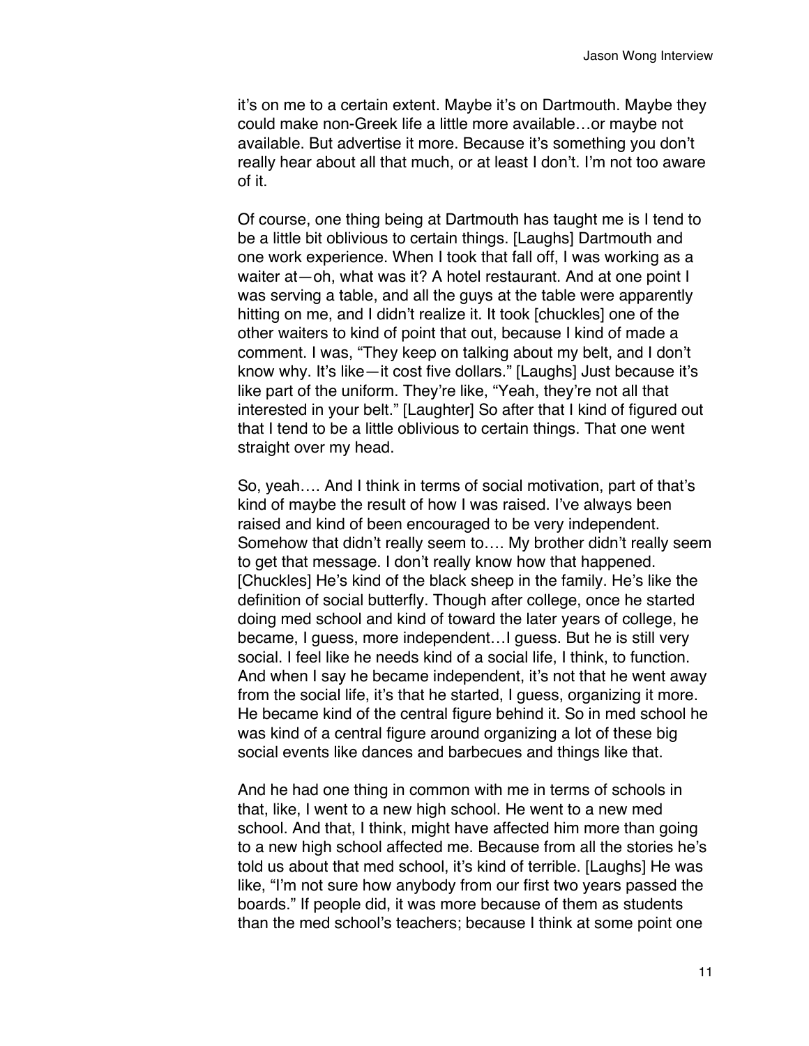it's on me to a certain extent. Maybe it's on Dartmouth. Maybe they could make non-Greek life a little more available…or maybe not available. But advertise it more. Because it's something you don't really hear about all that much, or at least I don't. I'm not too aware of it.

Of course, one thing being at Dartmouth has taught me is I tend to be a little bit oblivious to certain things. [Laughs] Dartmouth and one work experience. When I took that fall off, I was working as a waiter at—oh, what was it? A hotel restaurant. And at one point I was serving a table, and all the guys at the table were apparently hitting on me, and I didn't realize it. It took [chuckles] one of the other waiters to kind of point that out, because I kind of made a comment. I was, "They keep on talking about my belt, and I don't know why. It's like—it cost five dollars." [Laughs] Just because it's like part of the uniform. They're like, "Yeah, they're not all that interested in your belt." [Laughter] So after that I kind of figured out that I tend to be a little oblivious to certain things. That one went straight over my head.

So, yeah…. And I think in terms of social motivation, part of that's kind of maybe the result of how I was raised. I've always been raised and kind of been encouraged to be very independent. Somehow that didn't really seem to…. My brother didn't really seem to get that message. I don't really know how that happened. [Chuckles] He's kind of the black sheep in the family. He's like the definition of social butterfly. Though after college, once he started doing med school and kind of toward the later years of college, he became, I guess, more independent…I guess. But he is still very social. I feel like he needs kind of a social life, I think, to function. And when I say he became independent, it's not that he went away from the social life, it's that he started, I guess, organizing it more. He became kind of the central figure behind it. So in med school he was kind of a central figure around organizing a lot of these big social events like dances and barbecues and things like that.

And he had one thing in common with me in terms of schools in that, like, I went to a new high school. He went to a new med school. And that, I think, might have affected him more than going to a new high school affected me. Because from all the stories he's told us about that med school, it's kind of terrible. [Laughs] He was like, "I'm not sure how anybody from our first two years passed the boards." If people did, it was more because of them as students than the med school's teachers; because I think at some point one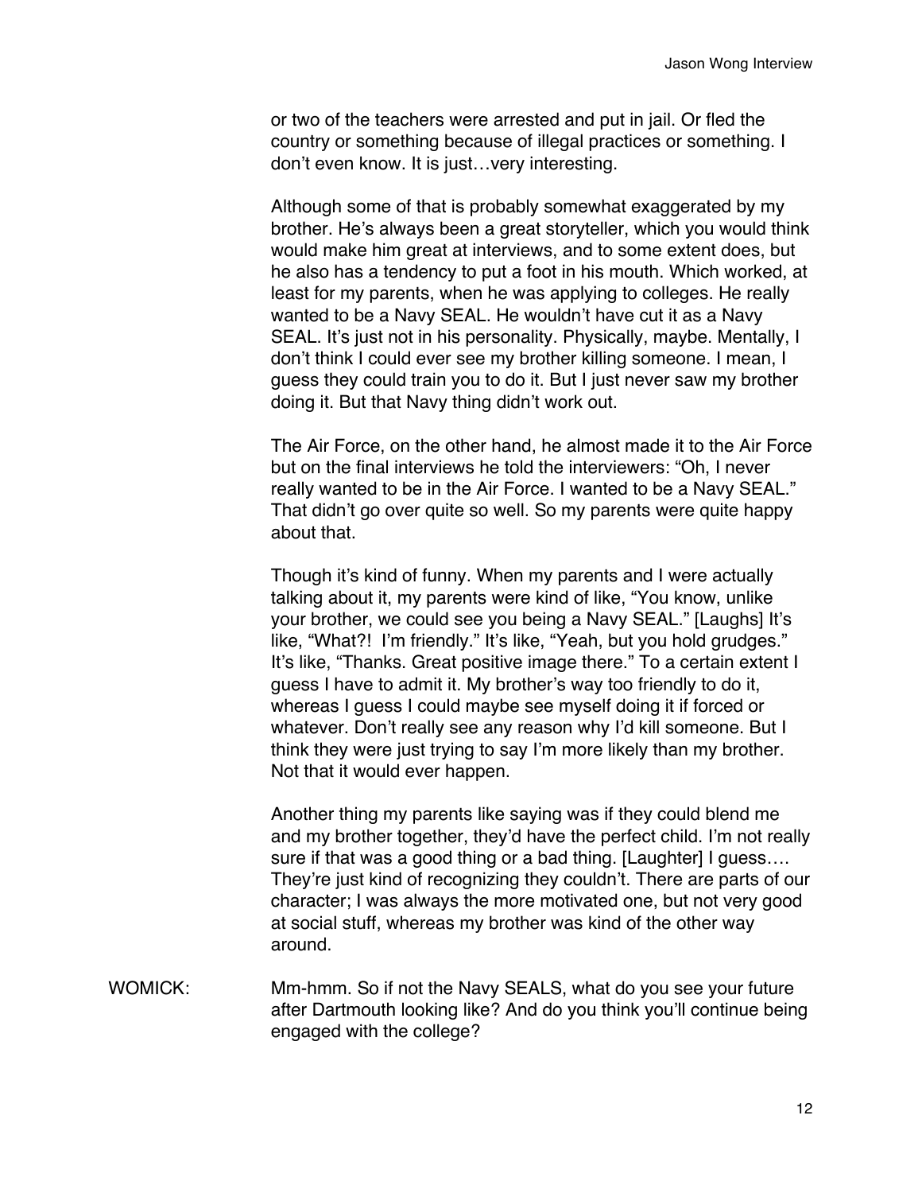or two of the teachers were arrested and put in jail. Or fled the country or something because of illegal practices or something. I don't even know. It is just…very interesting.

Although some of that is probably somewhat exaggerated by my brother. He's always been a great storyteller, which you would think would make him great at interviews, and to some extent does, but he also has a tendency to put a foot in his mouth. Which worked, at least for my parents, when he was applying to colleges. He really wanted to be a Navy SEAL. He wouldn't have cut it as a Navy SEAL. It's just not in his personality. Physically, maybe. Mentally, I don't think I could ever see my brother killing someone. I mean, I guess they could train you to do it. But I just never saw my brother doing it. But that Navy thing didn't work out.

The Air Force, on the other hand, he almost made it to the Air Force but on the final interviews he told the interviewers: "Oh, I never really wanted to be in the Air Force. I wanted to be a Navy SEAL." That didn't go over quite so well. So my parents were quite happy about that.

Though it's kind of funny. When my parents and I were actually talking about it, my parents were kind of like, "You know, unlike your brother, we could see you being a Navy SEAL." [Laughs] It's like, "What?! I'm friendly." It's like, "Yeah, but you hold grudges." It's like, "Thanks. Great positive image there." To a certain extent I guess I have to admit it. My brother's way too friendly to do it, whereas I guess I could maybe see myself doing it if forced or whatever. Don't really see any reason why I'd kill someone. But I think they were just trying to say I'm more likely than my brother. Not that it would ever happen.

Another thing my parents like saying was if they could blend me and my brother together, they'd have the perfect child. I'm not really sure if that was a good thing or a bad thing. [Laughter] I guess…. They're just kind of recognizing they couldn't. There are parts of our character; I was always the more motivated one, but not very good at social stuff, whereas my brother was kind of the other way around.

WOMICK: Mm-hmm. So if not the Navy SEALS, what do you see your future after Dartmouth looking like? And do you think you'll continue being engaged with the college?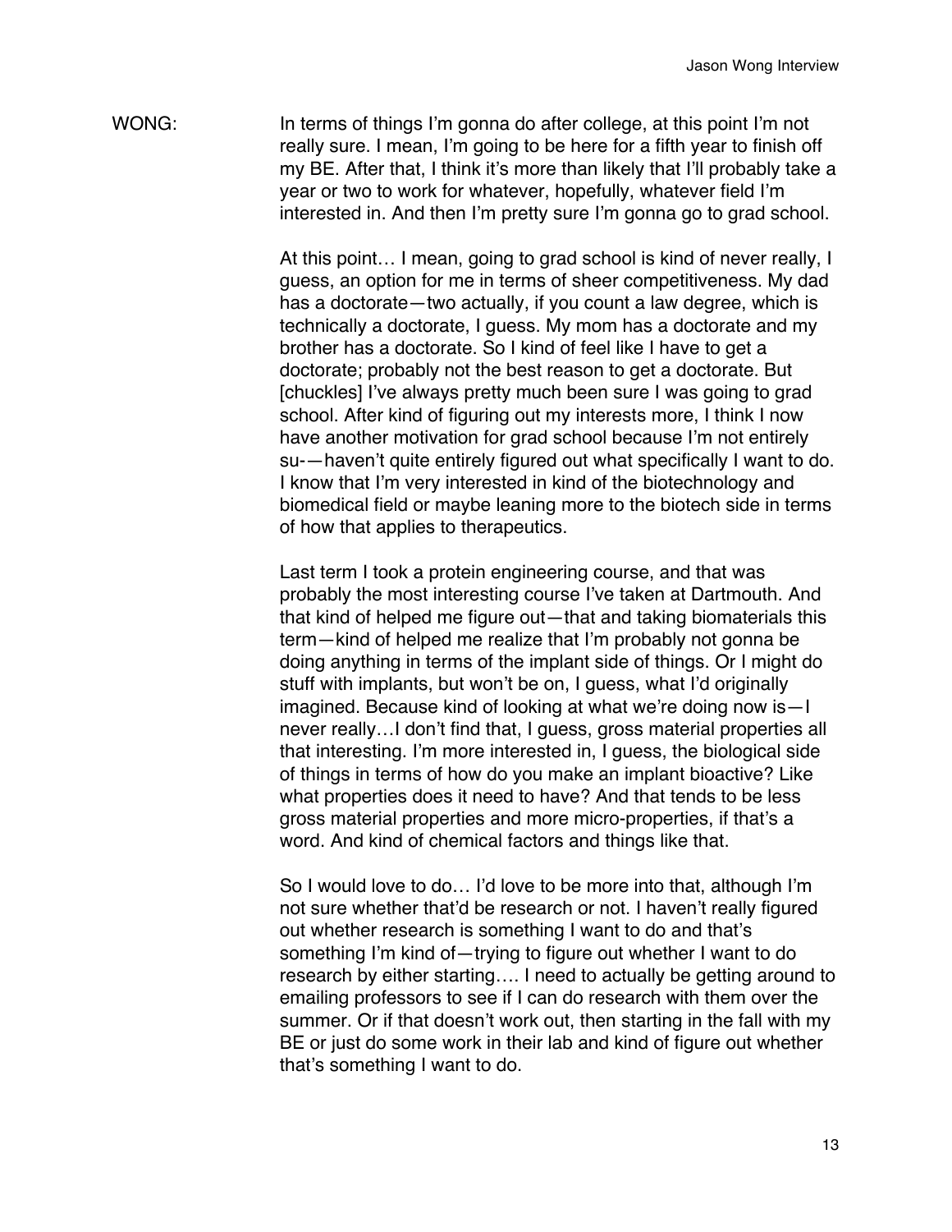WONG: In terms of things I'm gonna do after college, at this point I'm not really sure. I mean, I'm going to be here for a fifth year to finish off my BE. After that, I think it's more than likely that I'll probably take a year or two to work for whatever, hopefully, whatever field I'm interested in. And then I'm pretty sure I'm gonna go to grad school.

At this point… I mean, going to grad school is kind of never really, I guess, an option for me in terms of sheer competitiveness. My dad has a doctorate—two actually, if you count a law degree, which is technically a doctorate, I guess. My mom has a doctorate and my brother has a doctorate. So I kind of feel like I have to get a doctorate; probably not the best reason to get a doctorate. But [chuckles] I've always pretty much been sure I was going to grad school. After kind of figuring out my interests more, I think I now have another motivation for grad school because I'm not entirely su-—haven't quite entirely figured out what specifically I want to do. I know that I'm very interested in kind of the biotechnology and biomedical field or maybe leaning more to the biotech side in terms of how that applies to therapeutics.

Last term I took a protein engineering course, and that was probably the most interesting course I've taken at Dartmouth. And that kind of helped me figure out—that and taking biomaterials this term—kind of helped me realize that I'm probably not gonna be doing anything in terms of the implant side of things. Or I might do stuff with implants, but won't be on, I guess, what I'd originally imagined. Because kind of looking at what we're doing now is—I never really…I don't find that, I guess, gross material properties all that interesting. I'm more interested in, I guess, the biological side of things in terms of how do you make an implant bioactive? Like what properties does it need to have? And that tends to be less gross material properties and more micro-properties, if that's a word. And kind of chemical factors and things like that.

So I would love to do… I'd love to be more into that, although I'm not sure whether that'd be research or not. I haven't really figured out whether research is something I want to do and that's something I'm kind of—trying to figure out whether I want to do research by either starting…. I need to actually be getting around to emailing professors to see if I can do research with them over the summer. Or if that doesn't work out, then starting in the fall with my BE or just do some work in their lab and kind of figure out whether that's something I want to do.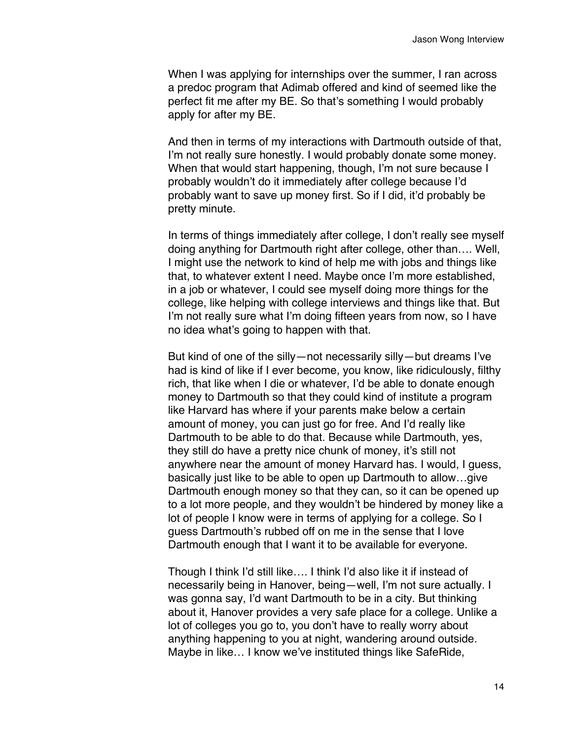When I was applying for internships over the summer, I ran across a predoc program that Adimab offered and kind of seemed like the perfect fit me after my BE. So that's something I would probably apply for after my BE.

And then in terms of my interactions with Dartmouth outside of that, I'm not really sure honestly. I would probably donate some money. When that would start happening, though, I'm not sure because I probably wouldn't do it immediately after college because I'd probably want to save up money first. So if I did, it'd probably be pretty minute.

In terms of things immediately after college, I don't really see myself doing anything for Dartmouth right after college, other than…. Well, I might use the network to kind of help me with jobs and things like that, to whatever extent I need. Maybe once I'm more established, in a job or whatever, I could see myself doing more things for the college, like helping with college interviews and things like that. But I'm not really sure what I'm doing fifteen years from now, so I have no idea what's going to happen with that.

But kind of one of the silly—not necessarily silly—but dreams I've had is kind of like if I ever become, you know, like ridiculously, filthy rich, that like when I die or whatever, I'd be able to donate enough money to Dartmouth so that they could kind of institute a program like Harvard has where if your parents make below a certain amount of money, you can just go for free. And I'd really like Dartmouth to be able to do that. Because while Dartmouth, yes, they still do have a pretty nice chunk of money, it's still not anywhere near the amount of money Harvard has. I would, I guess, basically just like to be able to open up Dartmouth to allow…give Dartmouth enough money so that they can, so it can be opened up to a lot more people, and they wouldn't be hindered by money like a lot of people I know were in terms of applying for a college. So I guess Dartmouth's rubbed off on me in the sense that I love Dartmouth enough that I want it to be available for everyone.

Though I think I'd still like…. I think I'd also like it if instead of necessarily being in Hanover, being—well, I'm not sure actually. I was gonna say, I'd want Dartmouth to be in a city. But thinking about it, Hanover provides a very safe place for a college. Unlike a lot of colleges you go to, you don't have to really worry about anything happening to you at night, wandering around outside. Maybe in like… I know we've instituted things like SafeRide,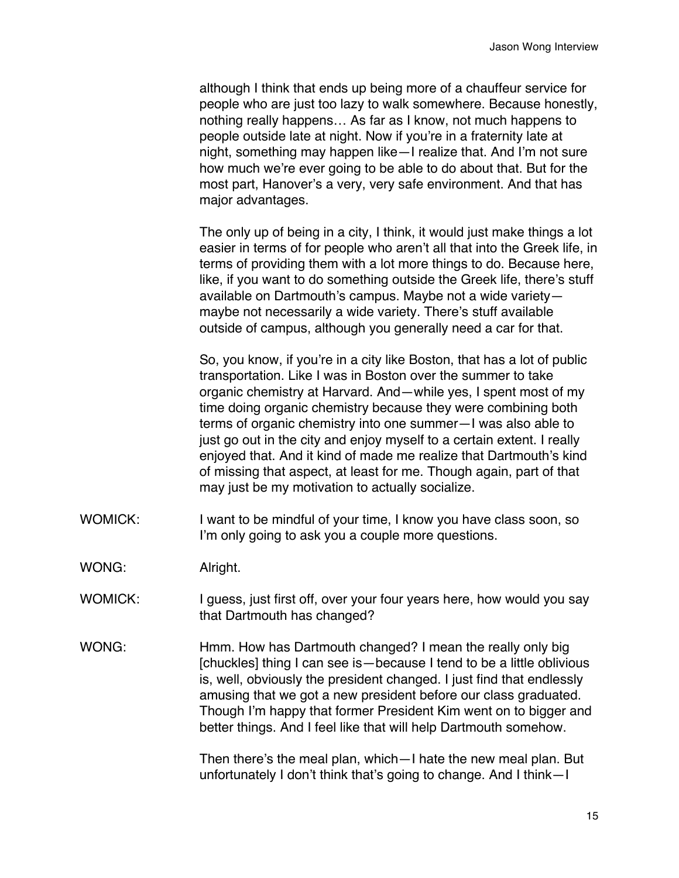although I think that ends up being more of a chauffeur service for people who are just too lazy to walk somewhere. Because honestly, nothing really happens… As far as I know, not much happens to people outside late at night. Now if you're in a fraternity late at night, something may happen like—I realize that. And I'm not sure how much we're ever going to be able to do about that. But for the most part, Hanover's a very, very safe environment. And that has major advantages.

The only up of being in a city, I think, it would just make things a lot easier in terms of for people who aren't all that into the Greek life, in terms of providing them with a lot more things to do. Because here, like, if you want to do something outside the Greek life, there's stuff available on Dartmouth's campus. Maybe not a wide variety—maybe not necessarily a wide variety. There's stuff available outside of campus, although you generally need a car for that.

So, you know, if you're in a city like Boston, that has a lot of public transportation. Like I was in Boston over the summer to take organic chemistry at Harvard. And—while yes, I spent most of my time doing organic chemistry because they were combining both terms of organic chemistry into one summer—I was also able to just go out in the city and enjoy myself to a certain extent. I really enjoyed that. And it kind of made me realize that Dartmouth's kind of missing that aspect, at least for me. Though again, part of that may just be my motivation to actually socialize.

WOMICK: I want to be mindful of your time, I know you have class soon, so I'm only going to ask you a couple more questions.

WONG: Alright.

WOMICK: I guess, just first off, over your four years here, how would you say that Dartmouth has changed?

WONG: Hmm. How has Dartmouth changed? I mean the really only big [chuckles] thing I can see is—because I tend to be a little oblivious is, well, obviously the president changed. I just find that endlessly amusing that we got a new president before our class graduated. Though I'm happy that former President Kim went on to bigger and better things. And I feel like that will help Dartmouth somehow.

Then there's the meal plan, which—I hate the new meal plan. But unfortunately I don't think that's going to change. And I think—I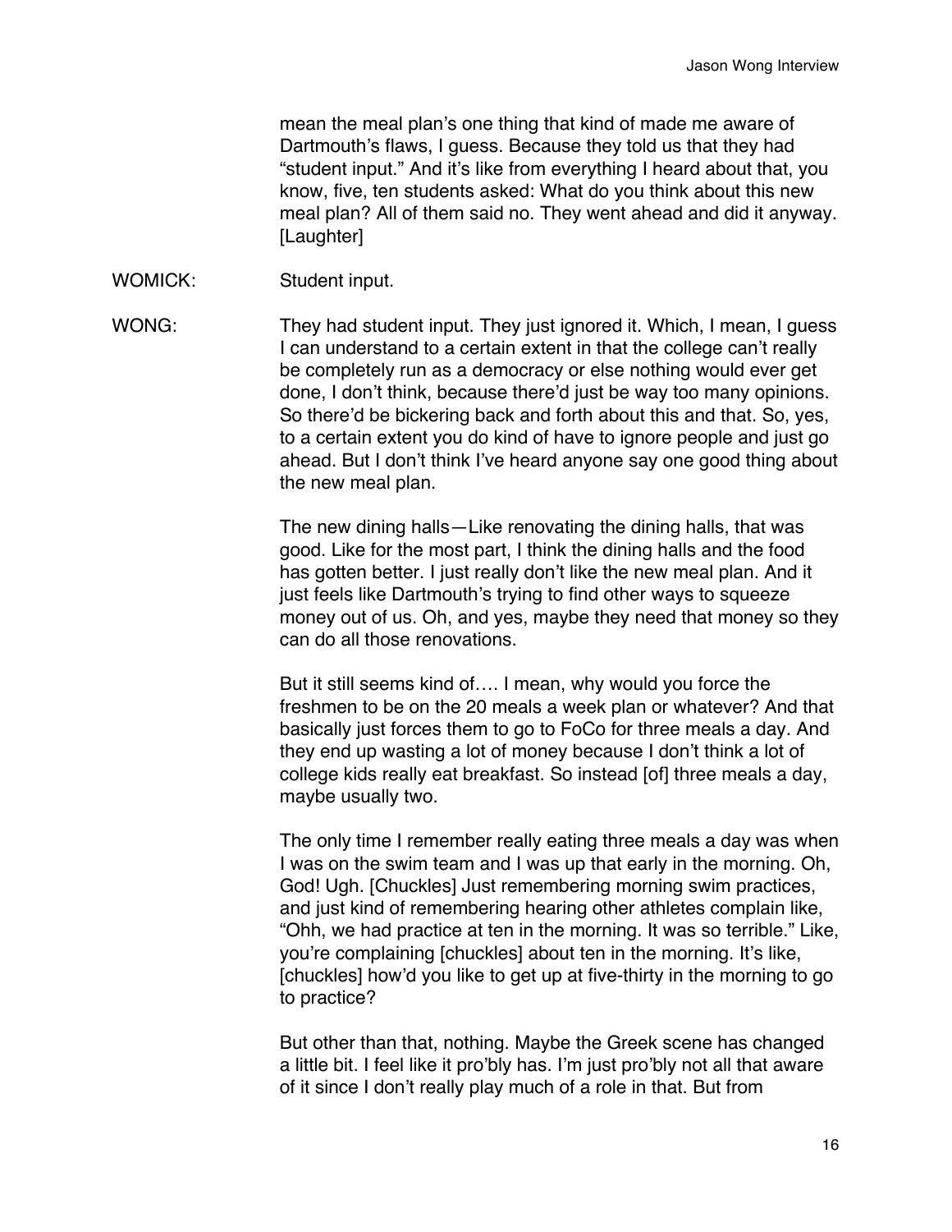mean the meal plan's one thing that kind of made me aware of Dartmouth's flaws, I guess. Because they told us that they had "student input." And it's like from everything I heard about that, you know, five, ten students asked: What do you think about this new meal plan? All of them said no. They went ahead and did it anyway. [Laughter]

WOMICK: Student input.

WONG: They had student input. They just ignored it. Which, I mean, I guess I can understand to a certain extent in that the college can't really be completely run as a democracy or else nothing would ever get done, I don't think, because there'd just be way too many opinions. So there'd be bickering back and forth about this and that. So, yes, to a certain extent you do kind of have to ignore people and just go ahead. But I don't think I've heard anyone say one good thing about the new meal plan.

The new dining halls—Like renovating the dining halls, that was good. Like for the most part, I think the dining halls and the food has gotten better. I just really don't like the new meal plan. And it just feels like Dartmouth's trying to find other ways to squeeze money out of us. Oh, and yes, maybe they need that money so they can do all those renovations.

But it still seems kind of…. I mean, why would you force the freshmen to be on the 20 meals a week plan or whatever? And that basically just forces them to go to FoCo for three meals a day. And they end up wasting a lot of money because I don't think a lot of college kids really eat breakfast. So instead [of] three meals a day, maybe usually two.

The only time I remember really eating three meals a day was when I was on the swim team and I was up that early in the morning. Oh, God! Ugh. [Chuckles] Just remembering morning swim practices, and just kind of remembering hearing other athletes complain like, "Ohh, we had practice at ten in the morning. It was so terrible." Like, you're complaining [chuckles] about ten in the morning. It's like, [chuckles] how'd you like to get up at five-thirty in the morning to go to practice?

But other than that, nothing. Maybe the Greek scene has changed a little bit. I feel like it pro'bly has. I'm just pro'bly not all that aware of it since I don't really play much of a role in that. But from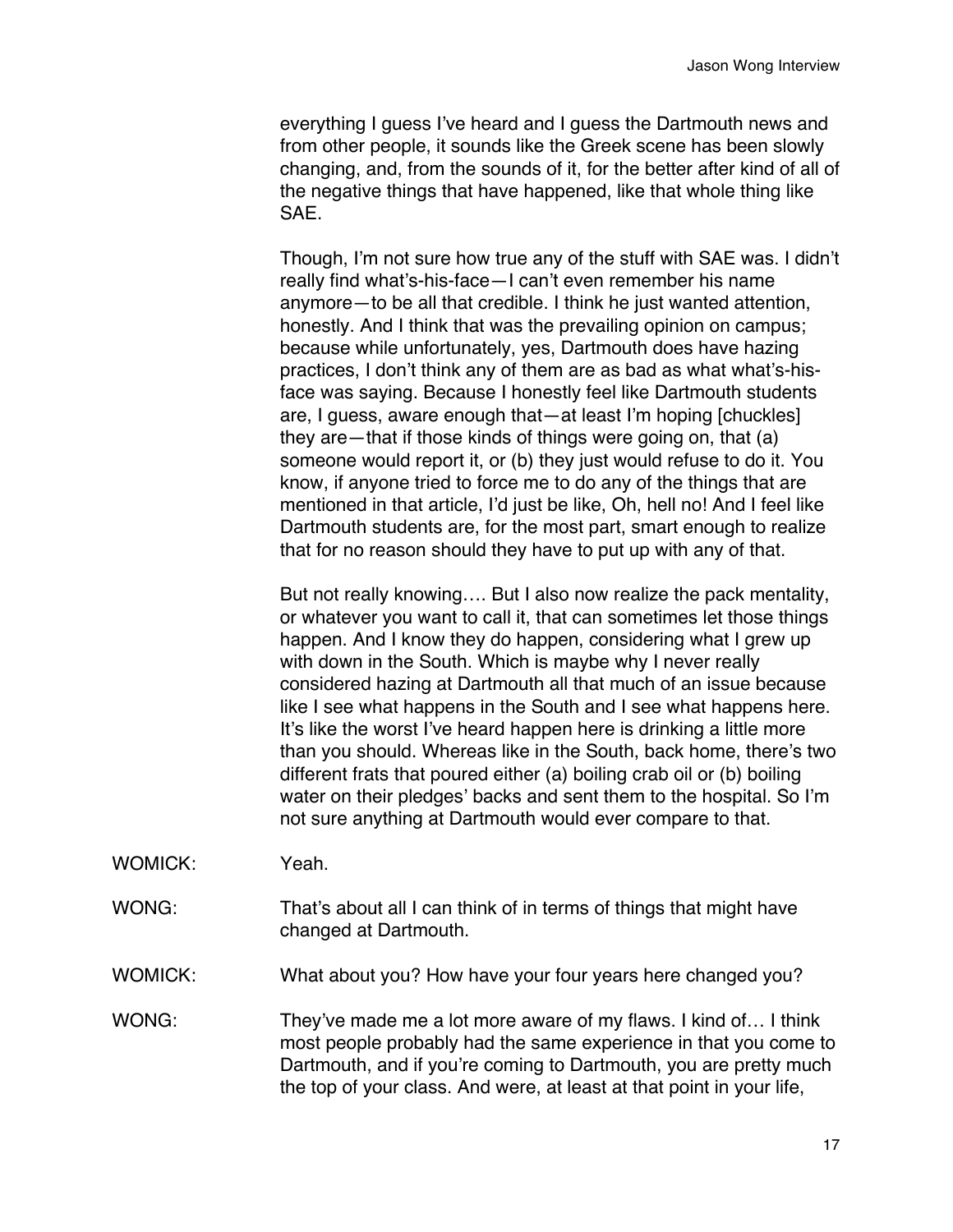everything I guess I've heard and I guess the Dartmouth news and from other people, it sounds like the Greek scene has been slowly changing, and, from the sounds of it, for the better after kind of all of the negative things that have happened, like that whole thing like SAE.

Though, I'm not sure how true any of the stuff with SAE was. I didn't really find what's-his-face—I can't even remember his name anymore—to be all that credible. I think he just wanted attention, honestly. And I think that was the prevailing opinion on campus; because while unfortunately, yes, Dartmouth does have hazing practices, I don't think any of them are as bad as what what's-his-face was saying. Because I honestly feel like Dartmouth students are, I guess, aware enough that—at least I'm hoping [chuckles] they are—that if those kinds of things were going on, that (a) someone would report it, or (b) they just would refuse to do it. You know, if anyone tried to force me to do any of the things that are mentioned in that article, I'd just be like, Oh, hell no! And I feel like Dartmouth students are, for the most part, smart enough to realize that for no reason should they have to put up with any of that.

But not really knowing…. But I also now realize the pack mentality, or whatever you want to call it, that can sometimes let those things happen. And I know they do happen, considering what I grew up with down in the South. Which is maybe why I never really considered hazing at Dartmouth all that much of an issue because like I see what happens in the South and I see what happens here. It's like the worst I've heard happen here is drinking a little more than you should. Whereas like in the South, back home, there's two different frats that poured either (a) boiling crab oil or (b) boiling water on their pledges' backs and sent them to the hospital. So I'm not sure anything at Dartmouth would ever compare to that.

WOMICK: Yeah.

WONG: That's about all I can think of in terms of things that might have changed at Dartmouth.

WOMICK: What about you? How have your four years here changed you?

WONG: They've made me a lot more aware of my flaws. I kind of… I think most people probably had the same experience in that you come to Dartmouth, and if you're coming to Dartmouth, you are pretty much the top of your class. And were, at least at that point in your life,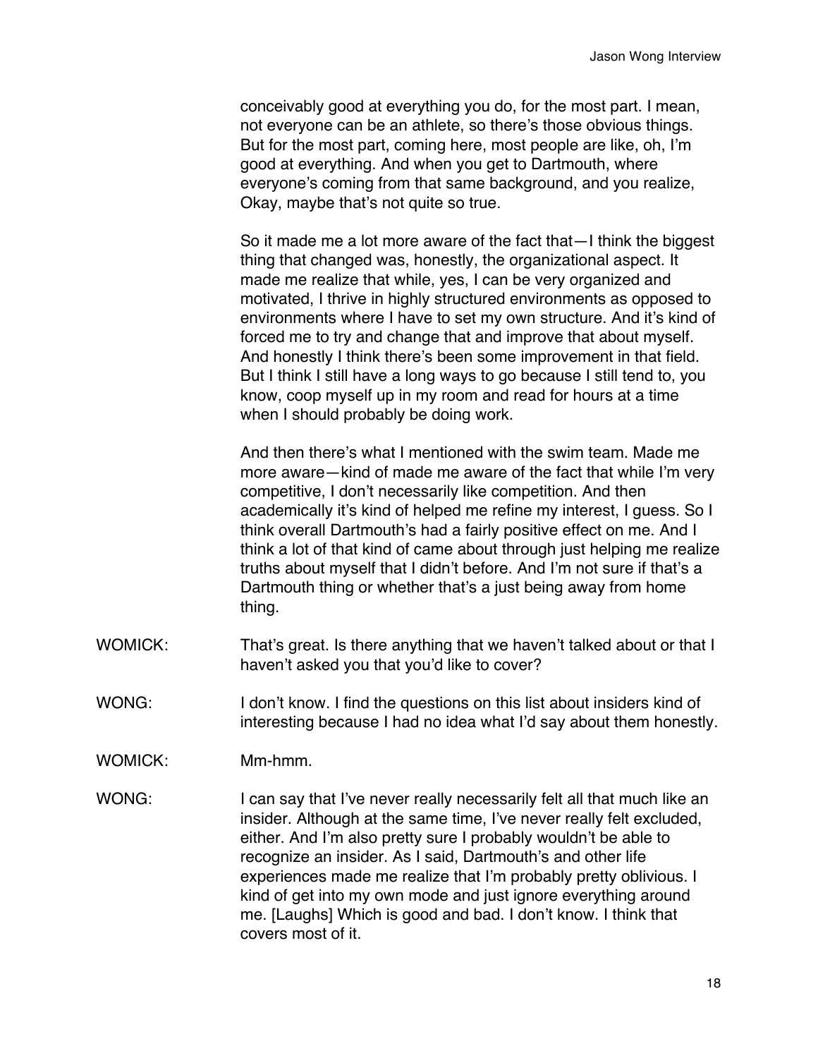conceivably good at everything you do, for the most part. I mean, not everyone can be an athlete, so there's those obvious things. But for the most part, coming here, most people are like, oh, I'm good at everything. And when you get to Dartmouth, where everyone's coming from that same background, and you realize, Okay, maybe that's not quite so true.

So it made me a lot more aware of the fact that—I think the biggest thing that changed was, honestly, the organizational aspect. It made me realize that while, yes, I can be very organized and motivated, I thrive in highly structured environments as opposed to environments where I have to set my own structure. And it's kind of forced me to try and change that and improve that about myself. And honestly I think there's been some improvement in that field. But I think I still have a long ways to go because I still tend to, you know, coop myself up in my room and read for hours at a time when I should probably be doing work.

And then there's what I mentioned with the swim team. Made me more aware—kind of made me aware of the fact that while I'm very competitive, I don't necessarily like competition. And then academically it's kind of helped me refine my interest, I guess. So I think overall Dartmouth's had a fairly positive effect on me. And I think a lot of that kind of came about through just helping me realize truths about myself that I didn't before. And I'm not sure if that's a Dartmouth thing or whether that's a just being away from home thing.

WOMICK: That's great. Is there anything that we haven't talked about or that I haven't asked you that you'd like to cover?

WONG: I don't know. I find the questions on this list about insiders kind of interesting because I had no idea what I'd say about them honestly.

WOMICK: Mm-hmm.

WONG: I can say that I've never really necessarily felt all that much like an insider. Although at the same time, I've never really felt excluded, either. And I'm also pretty sure I probably wouldn't be able to recognize an insider. As I said, Dartmouth's and other life experiences made me realize that I'm probably pretty oblivious. I kind of get into my own mode and just ignore everything around me. [Laughs] Which is good and bad. I don't know. I think that covers most of it.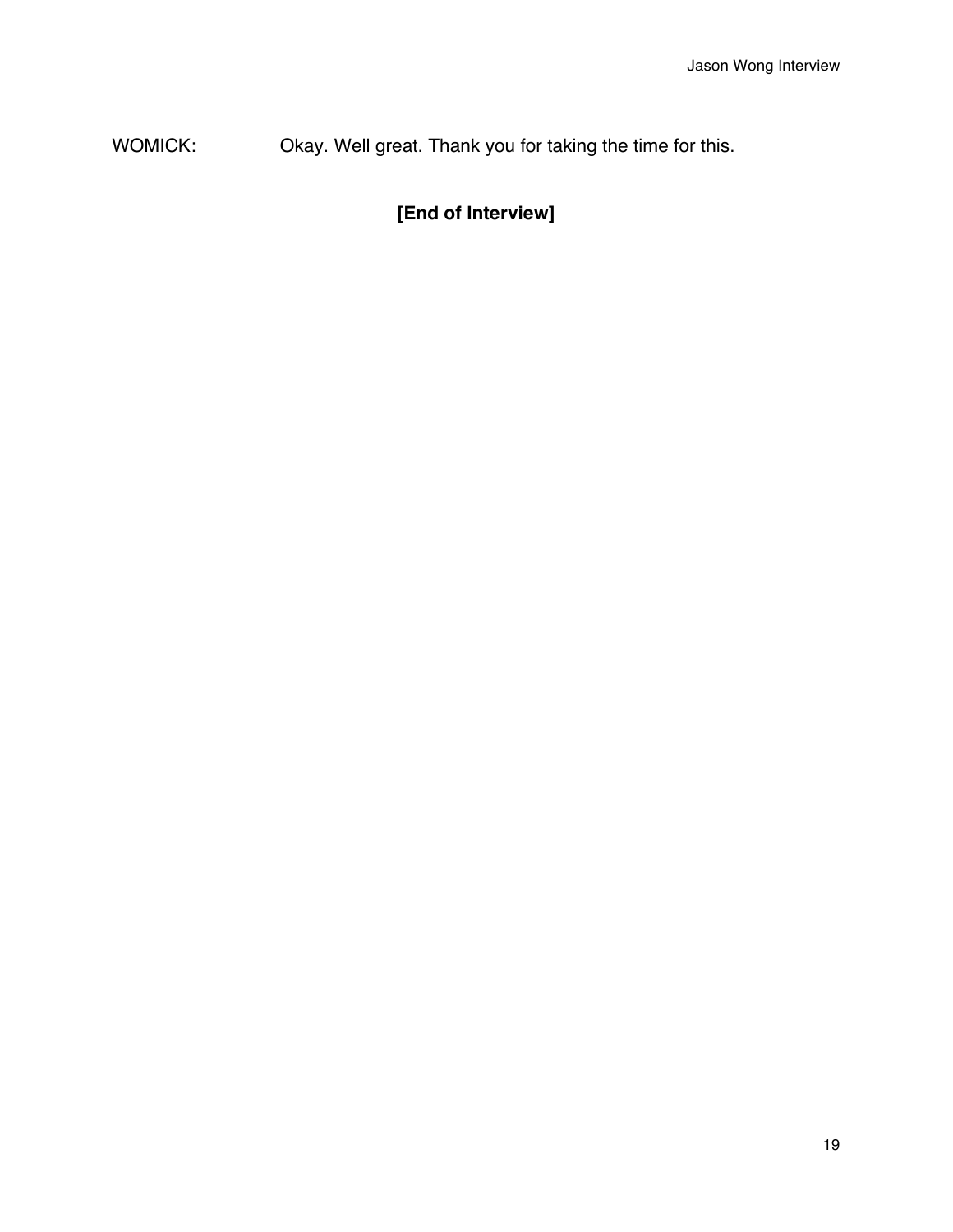WOMICK: Okay. Well great. Thank you for taking the time for this.

**[End of Interview]**